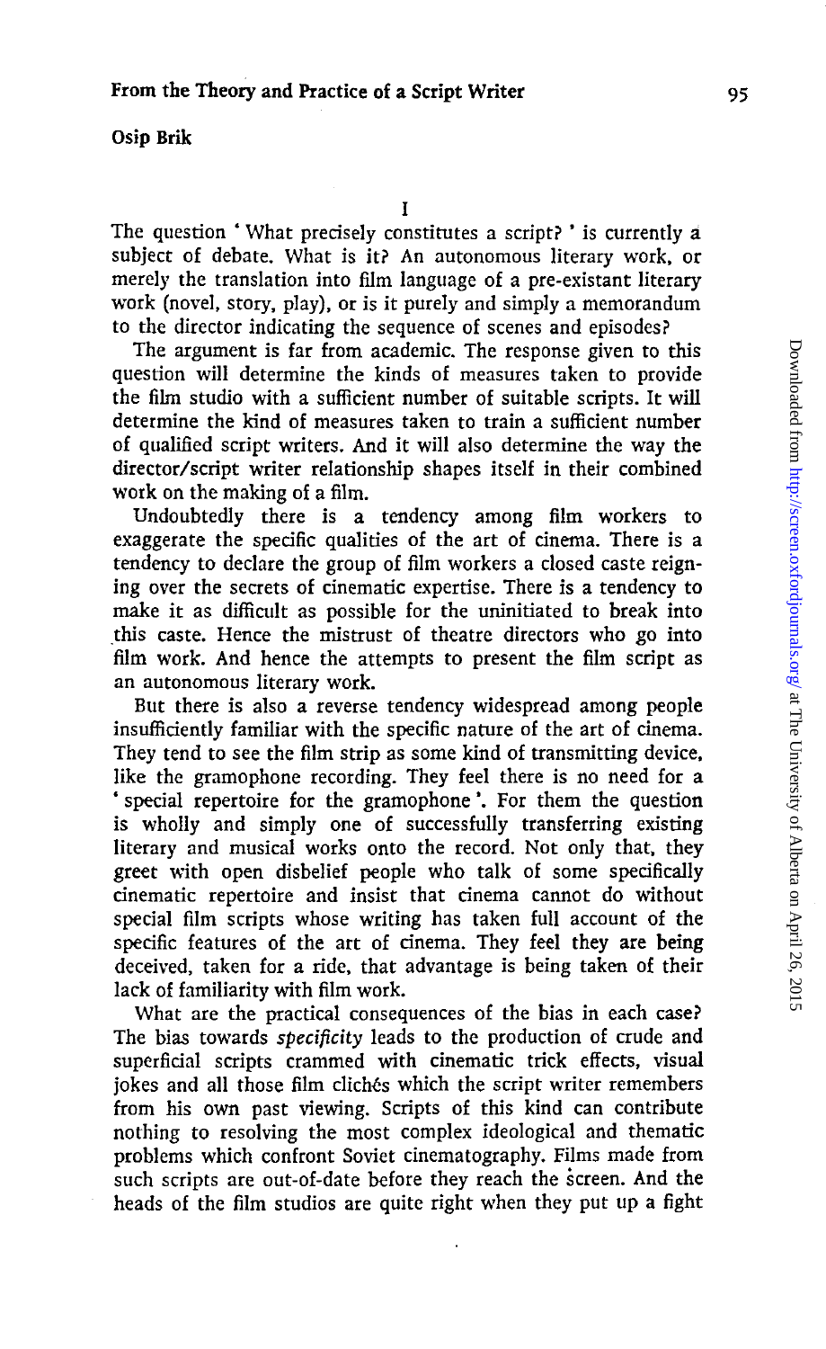# From the Theory and Practice of a Script Writer

**Osip Brik**

## I

The question 'What precisely constitutes a script?' is currently a subject of debate. What is it? An autonomous literary work, or merely the translation into film language of a pre-existant literary work (novel, story, play), or is it purely and simply a memorandum to the director indicating the sequence of scenes and episodes?

The argument is far from academic. The response given to this question will determine the kinds of measures taken to provide the film studio with a sufficient number of suitable scripts. It will determine the kind of measures taken to train a sufficient number of qualified script writers. And it will also determine the way the director/script writer relationship shapes itself in their combined work on the making of a film.

Undoubtedly there is a tendency among film workers to exaggerate the specific qualities of the art of cinema. There is a tendency to declare the group of film workers a closed caste reigning over the secrets of cinematic expertise. There is a tendency to make it as difficult as possible for the uninitiated to break into this caste. Hence the mistrust of theatre directors who go into film work. And hence the attempts to present the film script as an autonomous literary work.

But there is also a reverse tendency widespread among people insufficiently familiar with the specific nature of the art of cinema. They tend to see the film strip as some kind of transmitting device, like the gramophone recording. They feel there is no need for a 'special repertoire for the gramophone'. For them the question is wholly and simply one of successfully transferring existing literary and musical works onto the record. Not only that, they greet with open disbelief people who talk of some specifically cinematic repertoire and insist that cinema cannot do without special film scripts whose writing has taken full account of the specific features of the art of cinema. They feel they are being deceived, taken for a ride, that advantage is being taken of their lack of familiarity with film work.

What are the practical consequences of the bias in each case? The bias towards *specificity* leads to the production of crude and superficial scripts crammed with cinematic trick effects, visual jokes and all those film clichés which the script writer remembers from his own past viewing. Scripts of this kind can contribute nothing to resolving the most complex ideological and thematic problems which confront Soviet cinematography. Films made from such scripts are out-of-date before they reach the screen. And the heads of the film studios are quite right when they put up a fight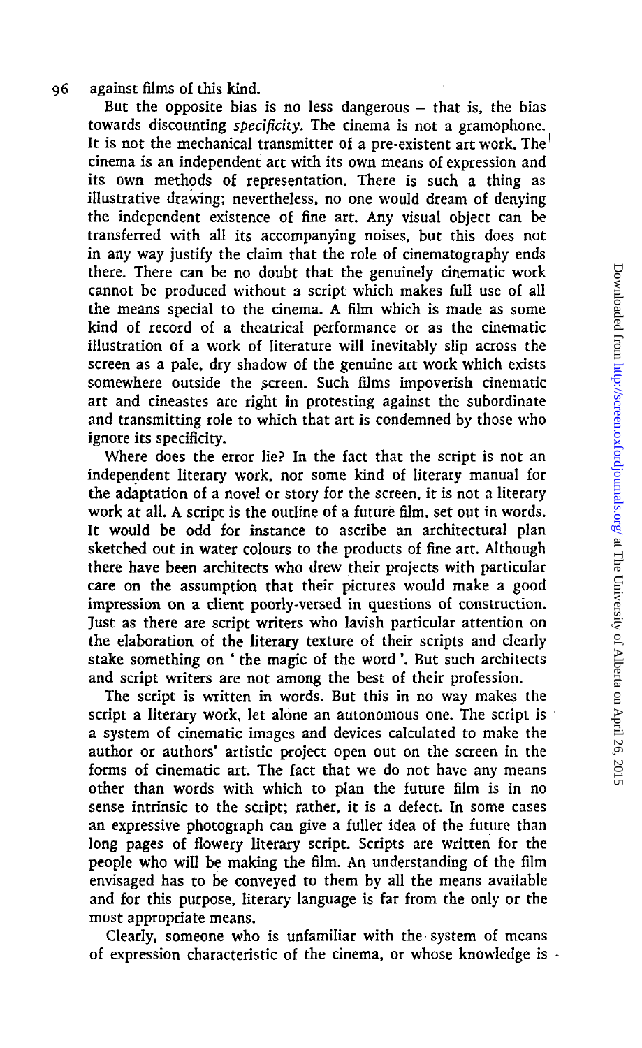against films of this kind.

But the opposite bias is no less dangerous – that is, the bias towards discounting *specificity*. The cinema is not a gramophone. It is not the mechanical transmitter of a pre-existent art work. The cinema is an independent art with its own means of expression and its own methods of representation. There is such a thing as illustrative drawing; nevertheless, no one would dream of denying the independent existence of fine art. Any visual object can be transferred with all its accompanying noises, but this does not in any way justify the claim that the role of cinematography ends there. There can be no doubt that the genuinely cinematic work cannot be produced without a script which makes full use of all the means special to the cinema. A film which is made as some kind of record of a theatrical performance or as the cinematic illustration of a work of literature will inevitably slip across the screen as a pale, dry shadow of the genuine art work which exists somewhere outside the screen. Such films impoverish cinematic art and cineastes are right in protesting against the subordinate and transmitting role to which that art is condemned by those who ignore its specificity.

Where does the error lie? In the fact that the script is not an independent literary work, nor some kind of literary manual for the adaptation of a novel or story for the screen, it is not a literary work at all. A script is the outline of a future film, set out in words. It would be odd for instance to ascribe an architectural plan sketched out in water colours to the products of fine art. Although there have been architects who drew their projects with particular care on the assumption that their pictures would make a good impression on a client poorly-versed in questions of construction. Just as there are script writers who lavish particular attention on the elaboration of the literary texture of their scripts and clearly stake something on 'the magic of the word'. But such architects and script writers are not among the best of their profession.

The script is written in words. But this in no way makes the script a literary work, let alone an autonomous one. The script is a system of cinematic images and devices calculated to make the author or authors' artistic project open out on the screen in the forms of cinematic art. The fact that we do not have any means other than words with which to plan the future film is in no sense intrinsic to the script; rather, it is a defect. In some cases an expressive photograph can give a fuller idea of the future than long pages of flowery literary script. Scripts are written for the people who will be making the film. An understanding of the film envisaged has to be conveyed to them by all the means available and for this purpose, literary language is far from the only or the most appropriate means.

Clearly, someone who is unfamiliar with the system of means of expression characteristic of the cinema, or whose knowledge is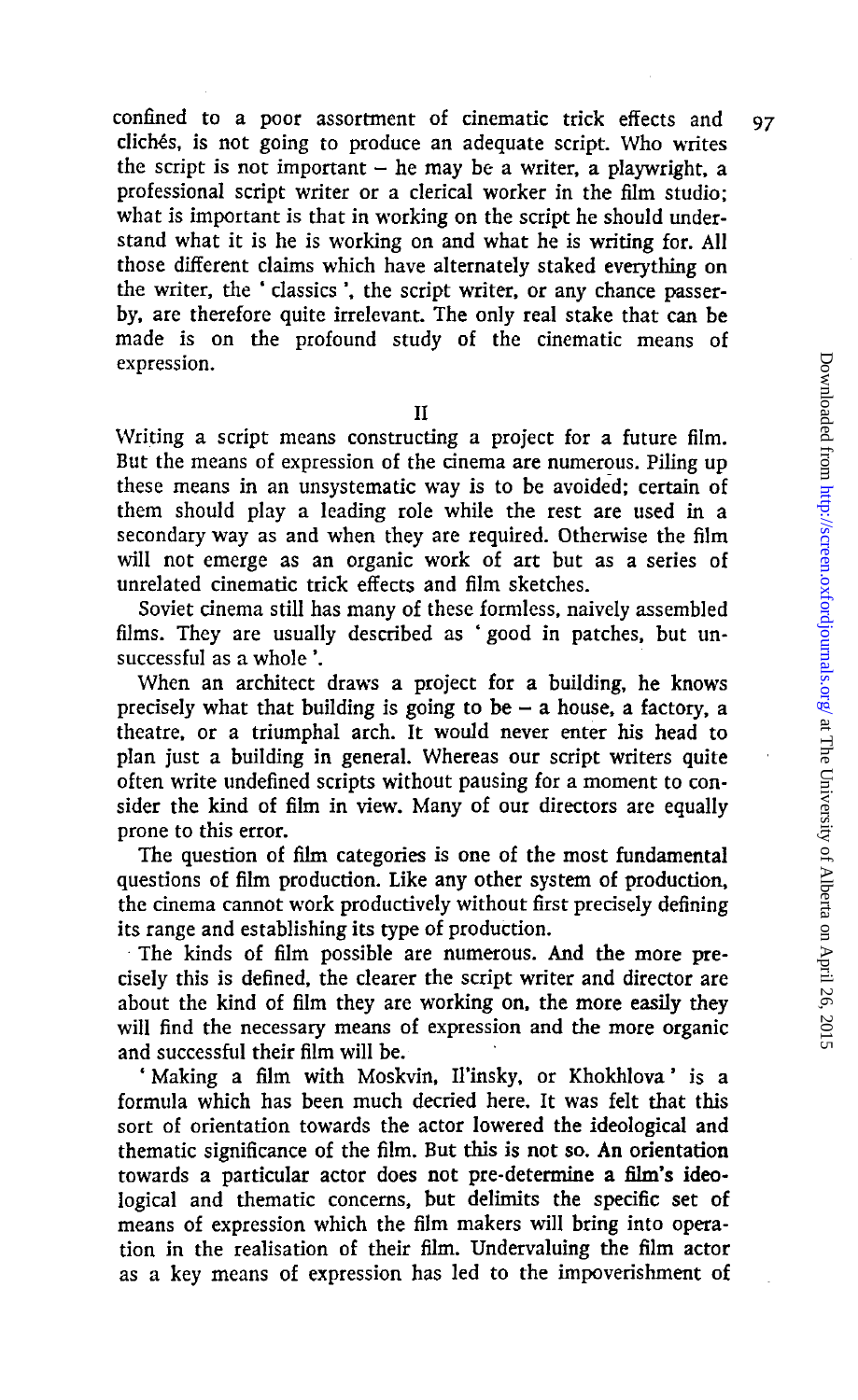confined to a poor assortment of cinematic trick effects and clichés, is not going to produce an adequate script. Who writes the script is not important – he may be a writer, a playwright, a professional script writer or a clerical worker in the film studio; what is important is that in working on the script he should understand what it is he is working on and what he is writing for. All those different claims which have alternately staked everything on the writer, the 'classics', the script writer, or any chance passer-by, are therefore quite irrelevant. The only real stake that can be made is on the profound study of the cinematic means of expression.

## II

Writing a script means constructing a project for a future film. But the means of expression of the cinema are numerous. Piling up these means in an unsystematic way is to be avoided; certain of them should play a leading role while the rest are used in a secondary way as and when they are required. Otherwise the film will not emerge as an organic work of art but as a series of unrelated cinematic trick effects and film sketches.

Soviet cinema still has many of these formless, naively assembled films. They are usually described as 'good in patches, but unsuccessful as a whole'.

When an architect draws a project for a building, he knows precisely what that building is going to be – a house, a factory, a theatre, or a triumphal arch. It would never enter his head to plan just a building in general. Whereas our script writers quite often write undefined scripts without pausing for a moment to consider the kind of film in view. Many of our directors are equally prone to this error.

The question of film categories is one of the most fundamental questions of film production. Like any other system of production, the cinema cannot work productively without first precisely defining its range and establishing its type of production.

The kinds of film possible are numerous. And the more precisely this is defined, the clearer the script writer and director are about the kind of film they are working on, the more easily they will find the necessary means of expression and the more organic and successful their film will be.

'Making a film with Moskvin, Il'insky, or Khokhlova' is a formula which has been much decried here. It was felt that this sort of orientation towards the actor lowered the ideological and thematic significance of the film. But this is not so. An orientation towards a particular actor does not pre-determine a film's ideological and thematic concerns, but delimits the specific set of means of expression which the film makers will bring into operation in the realisation of their film. Undervaluing the film actor as a key means of expression has led to the impoverishment of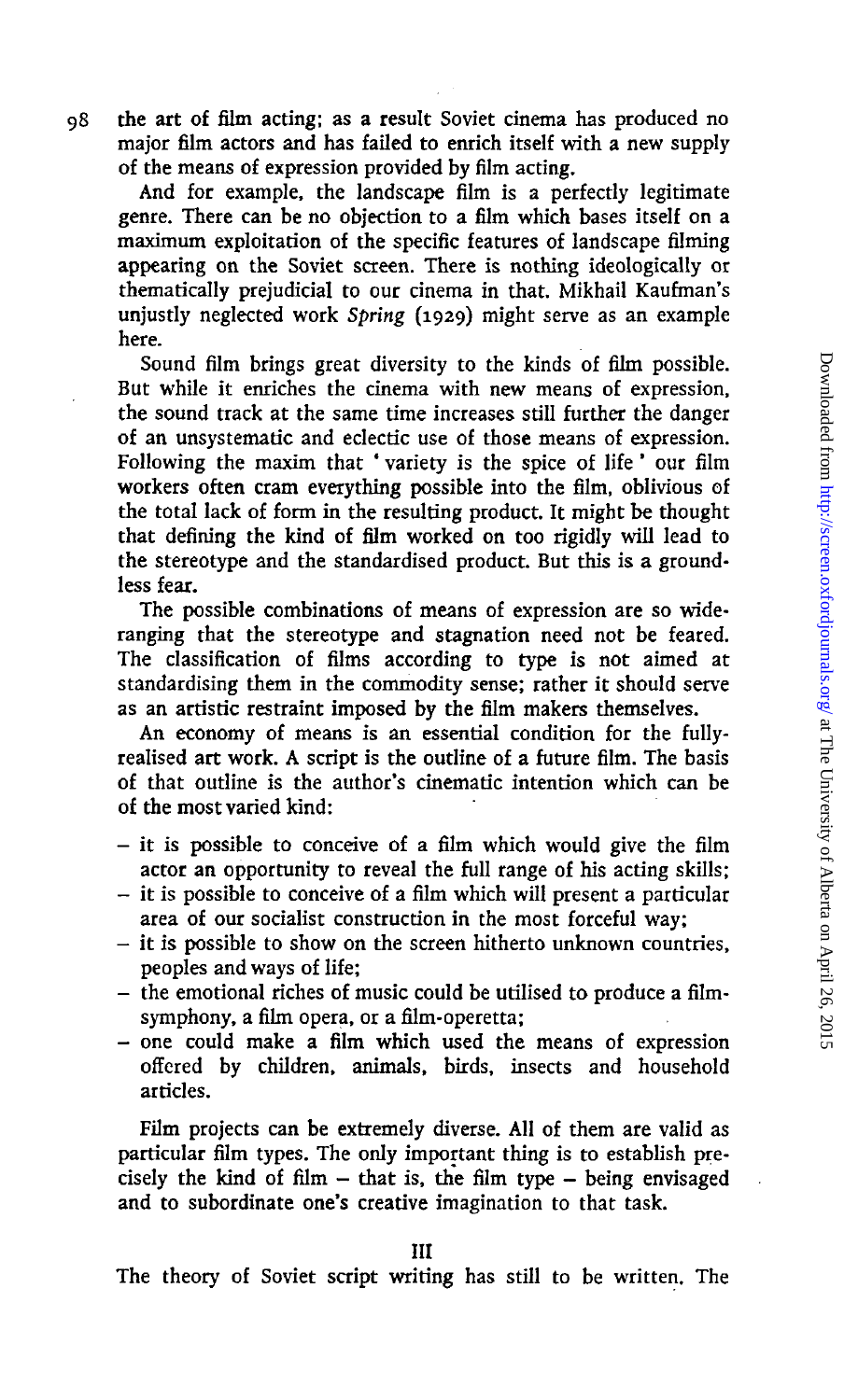the art of film acting; as a result Soviet cinema has produced no major film actors and has failed to enrich itself with a new supply of the means of expression provided by film acting.

And for example, the landscape film is a perfectly legitimate genre. There can be no objection to a film which bases itself on a maximum exploitation of the specific features of landscape filming appearing on the Soviet screen. There is nothing ideologically or thematically prejudicial to our cinema in that. Mikhail Kaufman's unjustly neglected work *Spring* (1929) might serve as an example here.

Sound film brings great diversity to the kinds of film possible. But while it enriches the cinema with new means of expression, the sound track at the same time increases still further the danger of an unsystematic and eclectic use of those means of expression. Following the maxim that 'variety is the spice of life' our film workers often cram everything possible into the film, oblivious of the total lack of form in the resulting product. It might be thought that defining the kind of film worked on too rigidly will lead to the stereotype and the standardised product. But this is a groundless fear.

The possible combinations of means of expression are so wide-ranging that the stereotype and stagnation need not be feared. The classification of films according to type is not aimed at standardising them in the commodity sense; rather it should serve as an artistic restraint imposed by the film makers themselves.

An economy of means is an essential condition for the fully-realised art work. A script is the outline of a future film. The basis of that outline is the author's cinematic intention which can be of the most varied kind:

- it is possible to conceive of a film which would give the film actor an opportunity to reveal the full range of his acting skills;
- it is possible to conceive of a film which will present a particular area of our socialist construction in the most forceful way;
- it is possible to show on the screen hitherto unknown countries, peoples and ways of life;
- the emotional riches of music could be utilised to produce a film-symphony, a film opera, or a film-operetta;
- one could make a film which used the means of expression offered by children, animals, birds, insects and household articles.

Film projects can be extremely diverse. All of them are valid as particular film types. The only important thing is to establish precisely the kind of film – that is, the film type – being envisaged and to subordinate one's creative imagination to that task.

## III

The theory of Soviet script writing has still to be written. The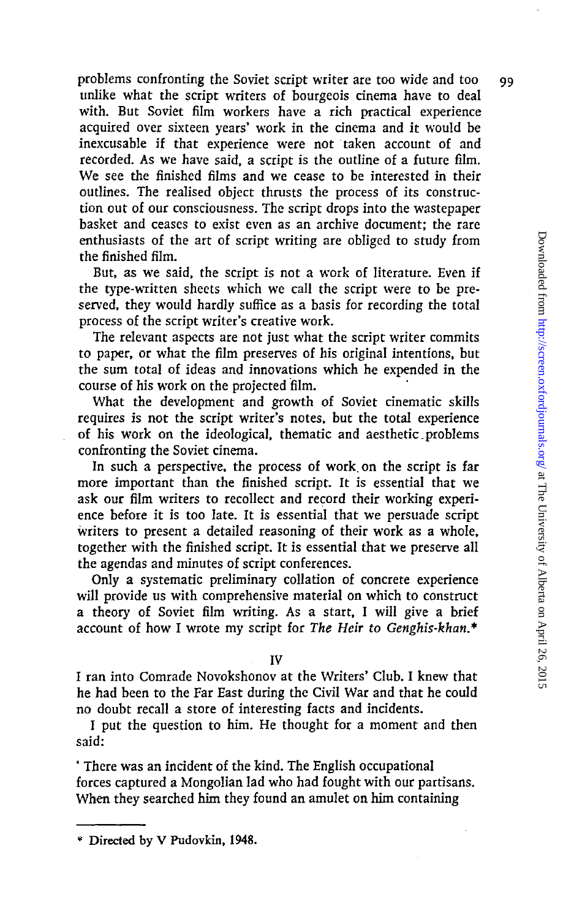problems confronting the Soviet script writer are too wide and too unlike what the script writers of bourgeois cinema have to deal with. But Soviet film workers have a rich practical experience acquired over sixteen years' work in the cinema and it would be inexcusable if that experience were not taken account of and recorded. As we have said, a script is the outline of a future film. We see the finished films and we cease to be interested in their outlines. The realised object thrusts the process of its construction out of our consciousness. The script drops into the wastepaper basket and ceases to exist even as an archive document; the rare enthusiasts of the art of script writing are obliged to study from the finished film.

But, as we said, the script is not a work of literature. Even if the type-written sheets which we call the script were to be preserved, they would hardly suffice as a basis for recording the total process of the script writer's creative work.

The relevant aspects are not just what the script writer commits to paper, or what the film preserves of his original intentions, but the sum total of ideas and innovations which he expended in the course of his work on the projected film.

What the development and growth of Soviet cinematic skills requires is not the script writer's notes, but the total experience of his work on the ideological, thematic and aesthetic problems confronting the Soviet cinema.

In such a perspective, the process of work on the script is far more important than the finished script. It is essential that we ask our film writers to recollect and record their working experience before it is too late. It is essential that we persuade script writers to present a detailed reasoning of their work as a whole, together with the finished script. It is essential that we preserve all the agendas and minutes of script conferences.

Only a systematic preliminary collation of concrete experience will provide us with comprehensive material on which to construct a theory of Soviet film writing. As a start, I will give a brief account of how I wrote my script for *The Heir to Genghis-khan*.*

## IV

I ran into Comrade Novokshonov at the Writers' Club. I knew that he had been to the Far East during the Civil War and that he could no doubt recall a store of interesting facts and incidents.

I put the question to him. He thought for a moment and then said:

'There was an incident of the kind. The English occupational forces captured a Mongolian lad who had fought with our partisans. When they searched him they found an amulet on him containing

---

\* Directed by V Pudovkin, 1948.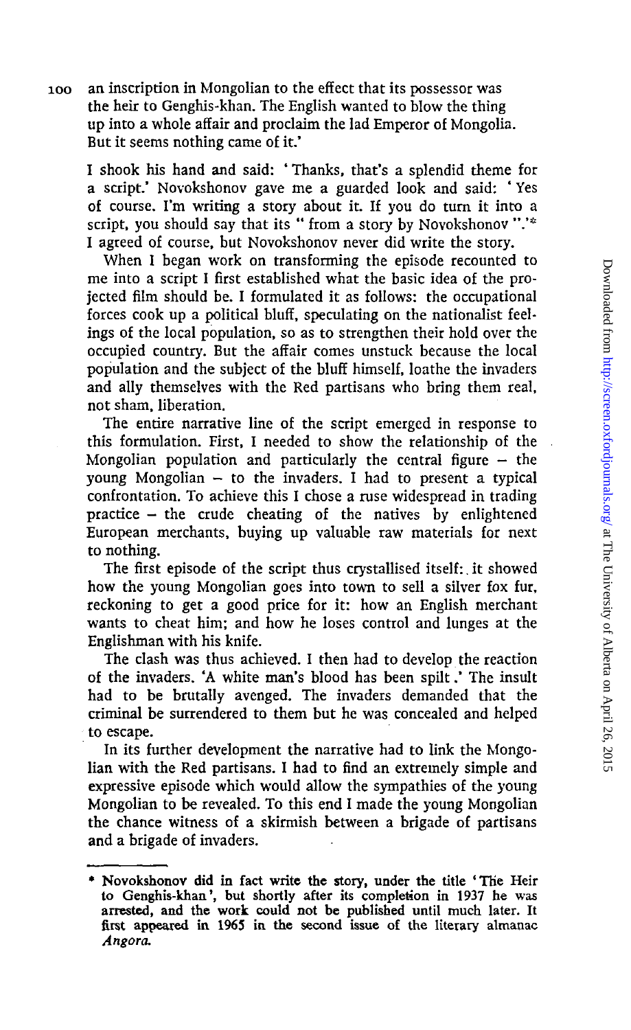an inscription in Mongolian to the effect that its possessor was the heir to Genghis-khan. The English wanted to blow the thing up into a whole affair and proclaim the lad Emperor of Mongolia. But it seems nothing came of it.'

I shook his hand and said: 'Thanks, that's a splendid theme for a script.' Novokshonov gave me a guarded look and said: 'Yes of course. I'm writing a story about it. If you do turn it into a script, you should say that its "from a story by Novokshonov".'* I agreed of course, but Novokshonov never did write the story.

When I began work on transforming the episode recounted to me into a script I first established what the basic idea of the projected film should be. I formulated it as follows: the occupational forces cook up a political bluff, speculating on the nationalist feelings of the local population, so as to strengthen their hold over the occupied country. But the affair comes unstuck because the local population and the subject of the bluff himself, loathe the invaders and ally themselves with the Red partisans who bring them real, not sham, liberation.

The entire narrative line of the script emerged in response to this formulation. First, I needed to show the relationship of the Mongolian population and particularly the central figure – the young Mongolian – to the invaders. I had to present a typical confrontation. To achieve this I chose a ruse widespread in trading practice – the crude cheating of the natives by enlightened European merchants, buying up valuable raw materials for next to nothing.

The first episode of the script thus crystallised itself: it showed how the young Mongolian goes into town to sell a silver fox fur, reckoning to get a good price for it: how an English merchant wants to cheat him; and how he loses control and lunges at the Englishman with his knife.

The clash was thus achieved. I then had to develop the reaction of the invaders. 'A white man's blood has been spilt.' The insult had to be brutally avenged. The invaders demanded that the criminal be surrendered to them but he was concealed and helped to escape.

In its further development the narrative had to link the Mongolian with the Red partisans. I had to find an extremely simple and expressive episode which would allow the sympathies of the young Mongolian to be revealed. To this end I made the young Mongolian the chance witness of a skirmish between a brigade of partisans and a brigade of invaders.

* Novokshonov did in fact write the story, under the title 'The Heir to Genghis-khan', but shortly after its completion in 1937 he was arrested, and the work could not be published until much later. It first appeared in 1965 in the second issue of the literary almanac *Angora*.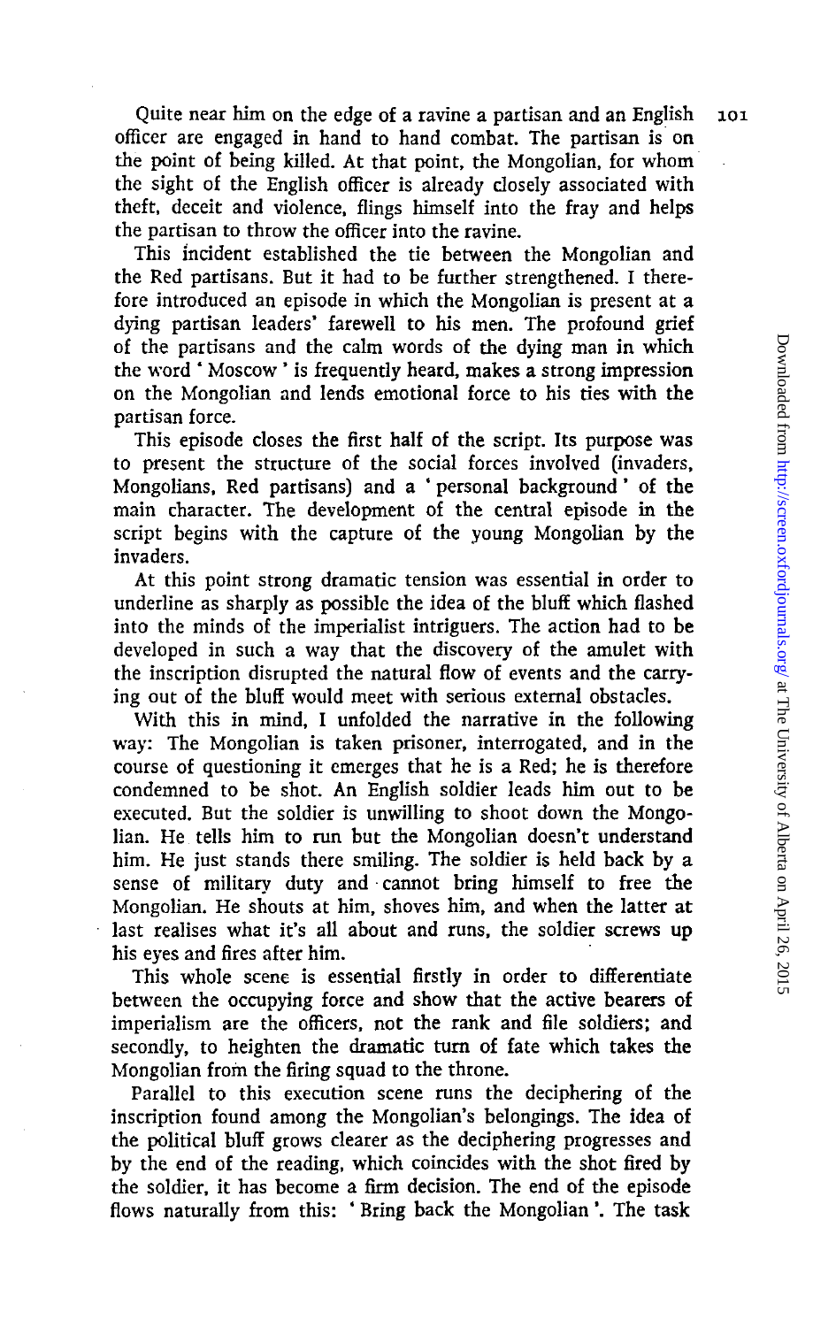Quite near him on the edge of a ravine a partisan and an English officer are engaged in hand to hand combat. The partisan is on the point of being killed. At that point, the Mongolian, for whom the sight of the English officer is already closely associated with theft, deceit and violence, flings himself into the fray and helps the partisan to throw the officer into the ravine.

This incident established the tie between the Mongolian and the Red partisans. But it had to be further strengthened. I therefore introduced an episode in which the Mongolian is present at a dying partisan leaders' farewell to his men. The profound grief of the partisans and the calm words of the dying man in which the word 'Moscow' is frequently heard, makes a strong impression on the Mongolian and lends emotional force to his ties with the partisan force.

This episode closes the first half of the script. Its purpose was to present the structure of the social forces involved (invaders, Mongolians, Red partisans) and a 'personal background' of the main character. The development of the central episode in the script begins with the capture of the young Mongolian by the invaders.

At this point strong dramatic tension was essential in order to underline as sharply as possible the idea of the bluff which flashed into the minds of the imperialist intriguers. The action had to be developed in such a way that the discovery of the amulet with the inscription disrupted the natural flow of events and the carrying out of the bluff would meet with serious external obstacles.

With this in mind, I unfolded the narrative in the following way: The Mongolian is taken prisoner, interrogated, and in the course of questioning it emerges that he is a Red; he is therefore condemned to be shot. An English soldier leads him out to be executed. But the soldier is unwilling to shoot down the Mongolian. He tells him to run but the Mongolian doesn't understand him. He just stands there smiling. The soldier is held back by a sense of military duty and cannot bring himself to free the Mongolian. He shouts at him, shoves him, and when the latter at last realises what it's all about and runs, the soldier screws up his eyes and fires after him.

This whole scene is essential firstly in order to differentiate between the occupying force and show that the active bearers of imperialism are the officers, not the rank and file soldiers; and secondly, to heighten the dramatic turn of fate which takes the Mongolian from the firing squad to the throne.

Parallel to this execution scene runs the deciphering of the inscription found among the Mongolian's belongings. The idea of the political bluff grows clearer as the deciphering progresses and by the end of the reading, which coincides with the shot fired by the soldier, it has become a firm decision. The end of the episode flows naturally from this: 'Bring back the Mongolian'. The task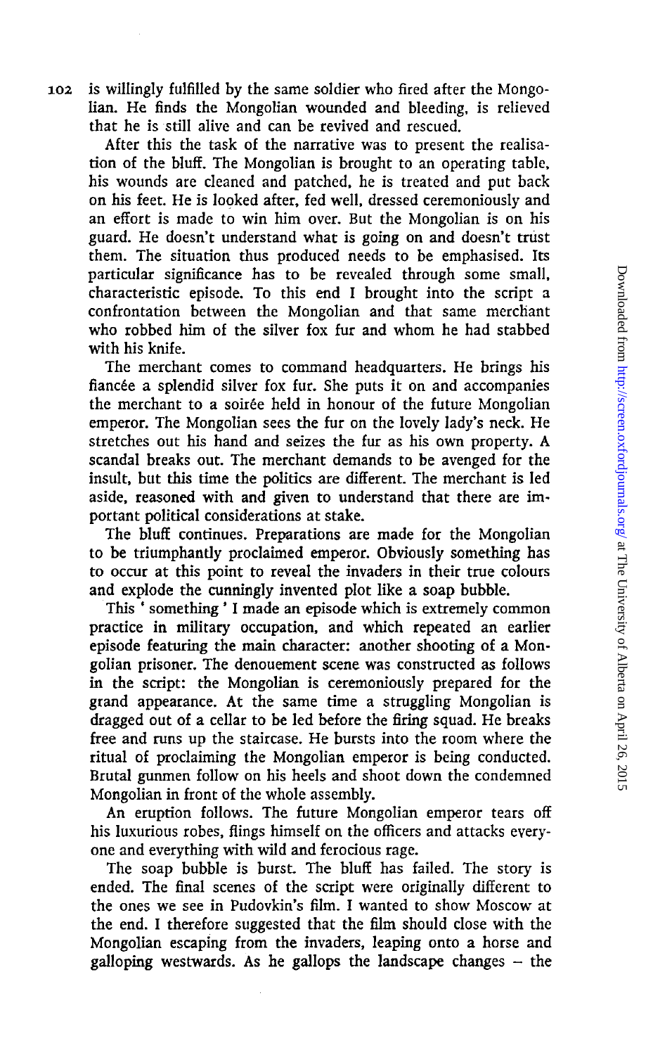is willingly fulfilled by the same soldier who fired after the Mongolian. He finds the Mongolian wounded and bleeding, is relieved that he is still alive and can be revived and rescued.

After this the task of the narrative was to present the realisation of the bluff. The Mongolian is brought to an operating table, his wounds are cleaned and patched, he is treated and put back on his feet. He is looked after, fed well, dressed ceremoniously and an effort is made to win him over. But the Mongolian is on his guard. He doesn't understand what is going on and doesn't trust them. The situation thus produced needs to be emphasised. Its particular significance has to be revealed through some small, characteristic episode. To this end I brought into the script a confrontation between the Mongolian and that same merchant who robbed him of the silver fox fur and whom he had stabbed with his knife.

The merchant comes to command headquarters. He brings his fiancée a splendid silver fox fur. She puts it on and accompanies the merchant to a soirée held in honour of the future Mongolian emperor. The Mongolian sees the fur on the lovely lady's neck. He stretches out his hand and seizes the fur as his own property. A scandal breaks out. The merchant demands to be avenged for the insult, but this time the politics are different. The merchant is led aside, reasoned with and given to understand that there are important political considerations at stake.

The bluff continues. Preparations are made for the Mongolian to be triumphantly proclaimed emperor. Obviously something has to occur at this point to reveal the invaders in their true colours and explode the cunningly invented plot like a soap bubble.

This 'something' I made an episode which is extremely common practice in military occupation, and which repeated an earlier episode featuring the main character: another shooting of a Mongolian prisoner. The denouement scene was constructed as follows in the script: the Mongolian is ceremoniously prepared for the grand appearance. At the same time a struggling Mongolian is dragged out of a cellar to be led before the firing squad. He breaks free and runs up the staircase. He bursts into the room where the ritual of proclaiming the Mongolian emperor is being conducted. Brutal gunmen follow on his heels and shoot down the condemned Mongolian in front of the whole assembly.

An eruption follows. The future Mongolian emperor tears off his luxurious robes, flings himself on the officers and attacks everyone and everything with wild and ferocious rage.

The soap bubble is burst. The bluff has failed. The story is ended. The final scenes of the script were originally different to the ones we see in Pudovkin's film. I wanted to show Moscow at the end. I therefore suggested that the film should close with the Mongolian escaping from the invaders, leaping onto a horse and galloping westwards. As he gallops the landscape changes – the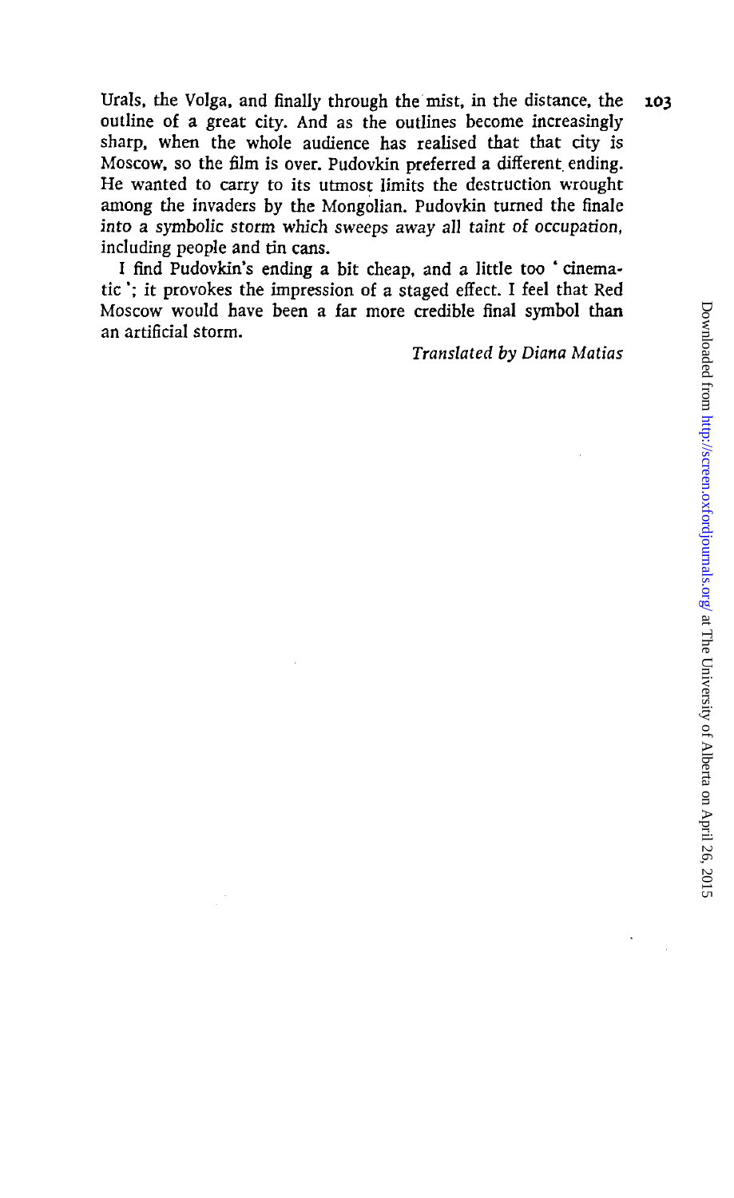Urals, the Volga, and finally through the mist, in the distance, the outline of a great city. And as the outlines become increasingly sharp, when the whole audience has realised that that city is Moscow, so the film is over. Pudovkin preferred a different ending. He wanted to carry to its utmost limits the destruction wrought among the invaders by the Mongolian. Pudovkin turned the finale into a symbolic storm which sweeps away all taint of occupation, including people and tin cans.

I find Pudovkin's ending a bit cheap, and a little too 'cinematic'; it provokes the impression of a staged effect. I feel that Red Moscow would have been a far more credible final symbol than an artificial storm.

*Translated by Diana Matias*